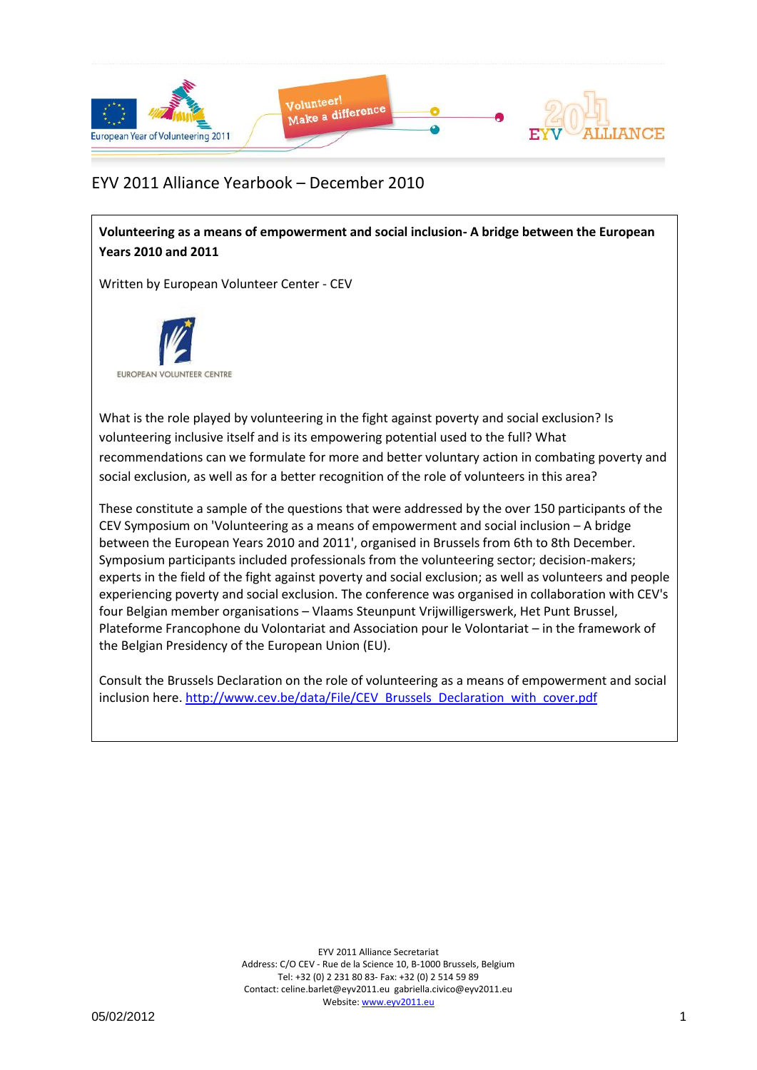# EYV 2011 Alliance Yearbook – December 2010

**Volunteering as a means of empowerment and social inclusion- A bridge between the European Years 2010 and 2011**

Written by European Volunteer Center - CEV

EUROPEAN VOLUNTEER CENTRE

What is the role played by volunteering in the fight against poverty and social exclusion? Is volunteering inclusive itself and is its empowering potential used to the full? What recommendations can we formulate for more and better voluntary action in combating poverty and social exclusion, as well as for a better recognition of the role of volunteers in this area?

These constitute a sample of the questions that were addressed by the over 150 participants of the CEV Symposium on 'Volunteering as a means of empowerment and social inclusion – A bridge between the European Years 2010 and 2011', organised in Brussels from 6th to 8th December. Symposium participants included professionals from the volunteering sector; decision-makers; experts in the field of the fight against poverty and social exclusion; as well as volunteers and people experiencing poverty and social exclusion. The conference was organised in collaboration with CEV's four Belgian member organisations – Vlaams Steunpunt Vrijwilligerswerk, Het Punt Brussel, Plateforme Francophone du Volontariat and Association pour le Volontariat – in the framework of the Belgian Presidency of the European Union (EU).

Consult the Brussels Declaration on the role of volunteering as a means of empowerment and social inclusion here. http://www.cev.be/data/File/CEV_Brussels_Declaration_with_cover.pdf

EYV 2011 Alliance Secretariat
Address: C/O CEV - Rue de la Science 10, B-1000 Brussels, Belgium
Tel: +32 (0) 2 231 80 83- Fax: +32 (0) 2 514 59 89
Contact: celine.barlet@eyv2011.eu gabriella.civico@eyv2011.eu
Website: www.eyv2011.eu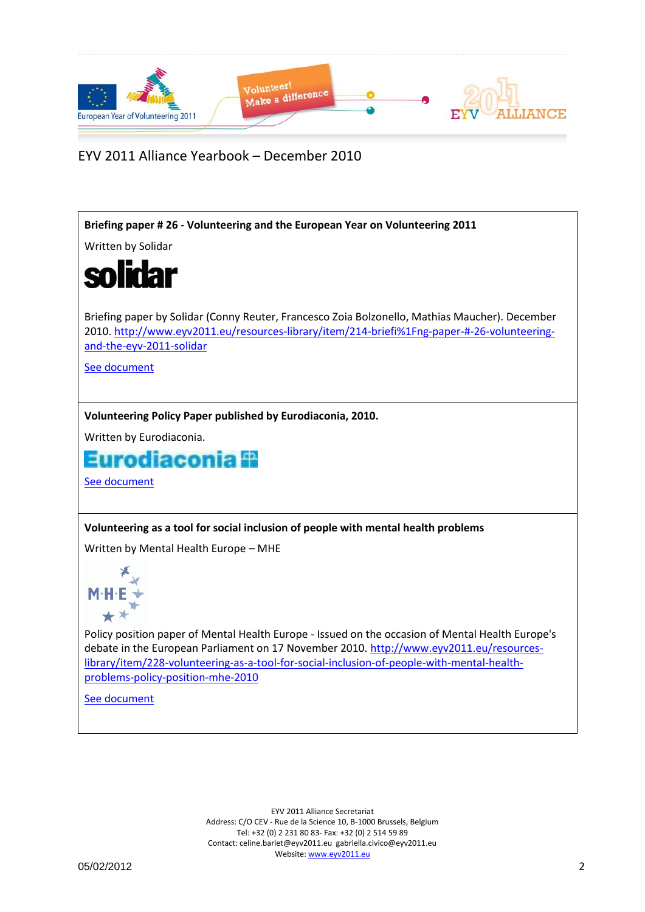EYV 2011 Alliance Yearbook – December 2010

**Briefing paper # 26 - Volunteering and the European Year on Volunteering 2011**

Written by Solidar

Briefing paper by Solidar (Conny Reuter, Francesco Zoia Bolzonello, Mathias Maucher). December 2010. http://www.eyv2011.eu/resources-library/item/214-briefi%1Fng-paper-#-26-volunteering-and-the-eyv-2011-solidar

See document

**Volunteering Policy Paper published by Eurodiaconia, 2010.**

Written by Eurodiaconia.

See document

**Volunteering as a tool for social inclusion of people with mental health problems**

Written by Mental Health Europe – MHE

Policy position paper of Mental Health Europe - Issued on the occasion of Mental Health Europe's debate in the European Parliament on 17 November 2010. http://www.eyv2011.eu/resources-library/item/228-volunteering-as-a-tool-for-social-inclusion-of-people-with-mental-health-problems-policy-position-mhe-2010

See document

EYV 2011 Alliance Secretariat
Address: C/O CEV - Rue de la Science 10, B-1000 Brussels, Belgium
Tel: +32 (0) 2 231 80 83- Fax: +32 (0) 2 514 59 89
Contact: celine.barlet@eyv2011.eu gabriella.civico@eyv2011.eu
Website: www.eyv2011.eu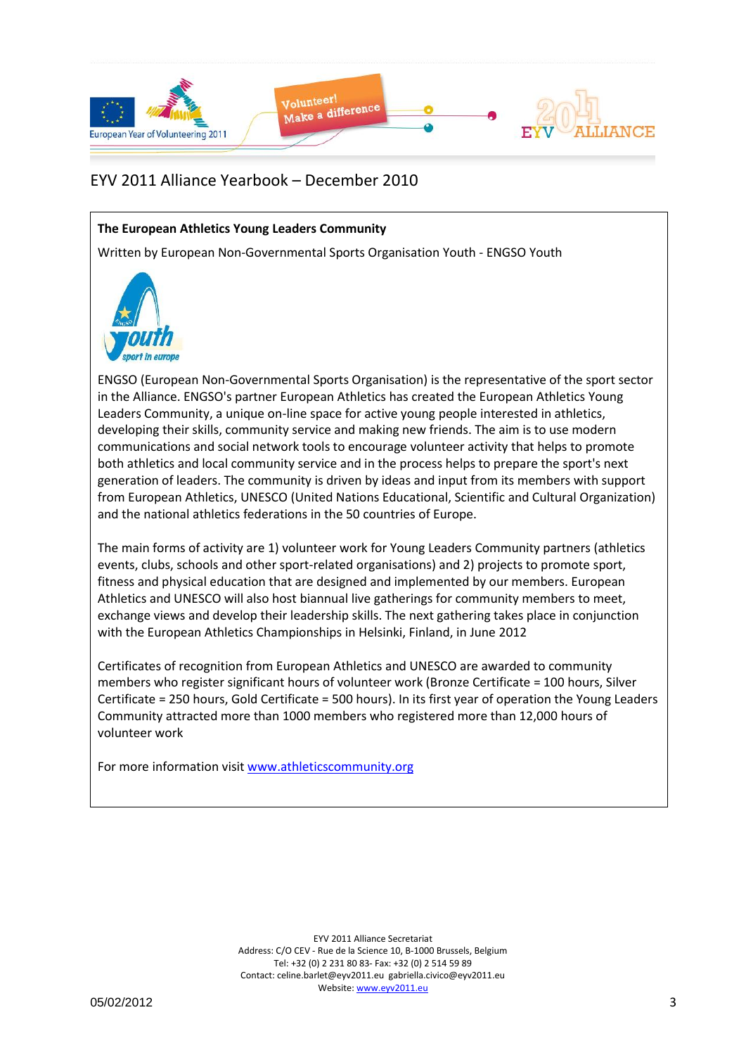EYV 2011 Alliance Yearbook – December 2010

## The European Athletics Young Leaders Community

Written by European Non-Governmental Sports Organisation Youth - ENGSO Youth

ENGSO (European Non-Governmental Sports Organisation) is the representative of the sport sector in the Alliance. ENGSO's partner European Athletics has created the European Athletics Young Leaders Community, a unique on-line space for active young people interested in athletics, developing their skills, community service and making new friends. The aim is to use modern communications and social network tools to encourage volunteer activity that helps to promote both athletics and local community service and in the process helps to prepare the sport's next generation of leaders. The community is driven by ideas and input from its members with support from European Athletics, UNESCO (United Nations Educational, Scientific and Cultural Organization) and the national athletics federations in the 50 countries of Europe.

The main forms of activity are 1) volunteer work for Young Leaders Community partners (athletics events, clubs, schools and other sport-related organisations) and 2) projects to promote sport, fitness and physical education that are designed and implemented by our members. European Athletics and UNESCO will also host biannual live gatherings for community members to meet, exchange views and develop their leadership skills. The next gathering takes place in conjunction with the European Athletics Championships in Helsinki, Finland, in June 2012

Certificates of recognition from European Athletics and UNESCO are awarded to community members who register significant hours of volunteer work (Bronze Certificate = 100 hours, Silver Certificate = 250 hours, Gold Certificate = 500 hours). In its first year of operation the Young Leaders Community attracted more than 1000 members who registered more than 12,000 hours of volunteer work

For more information visit www.athleticscommunity.org

EYV 2011 Alliance Secretariat
Address: C/O CEV - Rue de la Science 10, B-1000 Brussels, Belgium
Tel: +32 (0) 2 231 80 83- Fax: +32 (0) 2 514 59 89
Contact: celine.barlet@eyv2011.eu gabriella.civico@eyv2011.eu
Website: www.eyv2011.eu